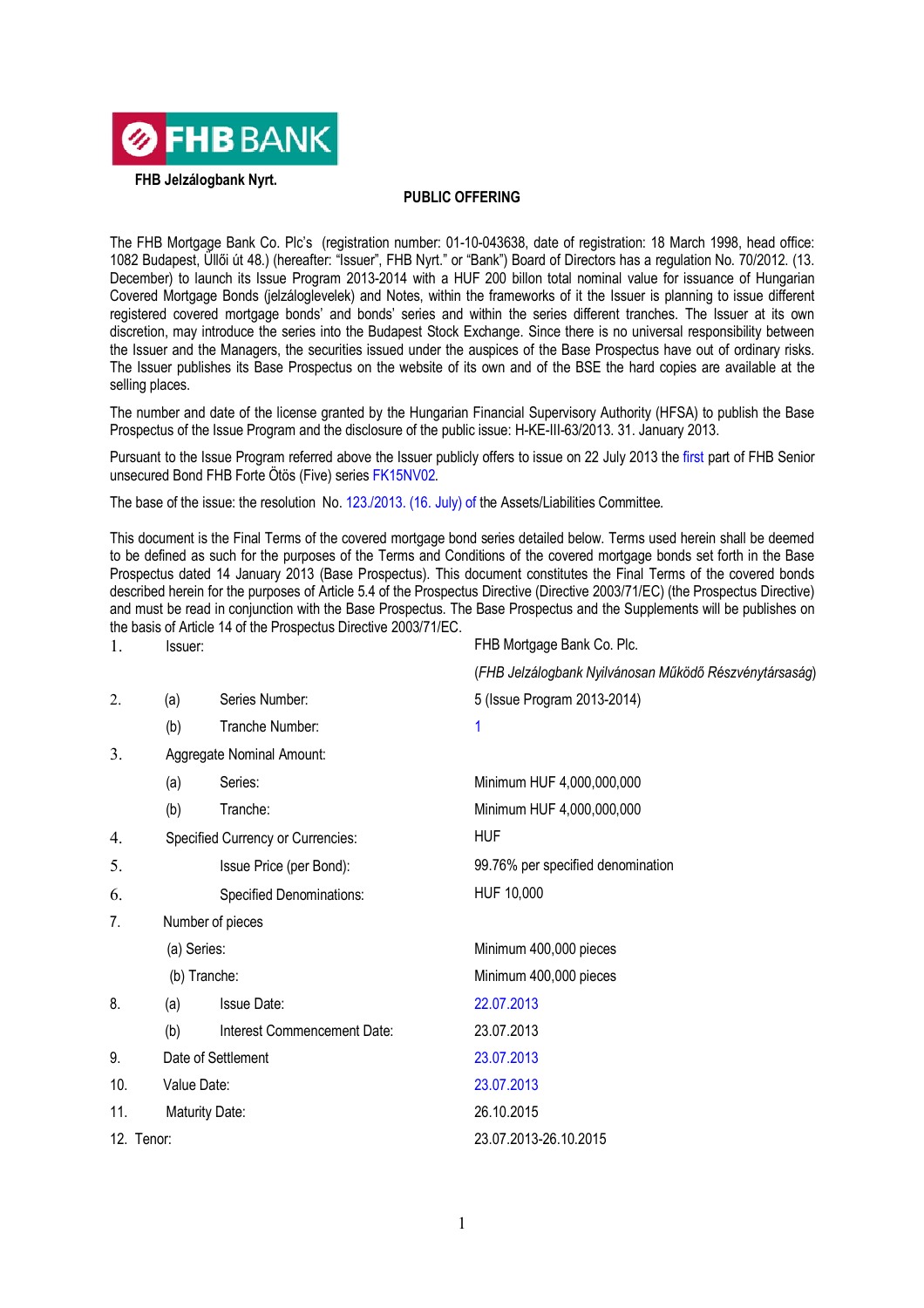FHB BANK

**FHB Jelzálogbank Nyrt.**

**PUBLIC OFFERING**

The FHB Mortgage Bank Co. Plc's (registration number: 01-10-043638, date of registration: 18 March 1998, head office: 1082 Budapest, Üllői út 48.) (hereafter: "Issuer", FHB Nyrt." or "Bank") Board of Directors has a regulation No. 70/2012. (13. December) to launch its Issue Program 2013-2014 with a HUF 200 billon total nominal value for issuance of Hungarian Covered Mortgage Bonds (jelzáloglevelek) and Notes, within the frameworks of it the Issuer is planning to issue different registered covered mortgage bonds' and bonds' series and within the series different tranches. The Issuer at its own discretion, may introduce the series into the Budapest Stock Exchange. Since there is no universal responsibility between the Issuer and the Managers, the securities issued under the auspices of the Base Prospectus have out of ordinary risks. The Issuer publishes its Base Prospectus on the website of its own and of the BSE the hard copies are available at the selling places.

The number and date of the license granted by the Hungarian Financial Supervisory Authority (HFSA) to publish the Base Prospectus of the Issue Program and the disclosure of the public issue: H-KE-III-63/2013. 31. January 2013.

Pursuant to the Issue Program referred above the Issuer publicly offers to issue on 22 July 2013 the first part of FHB Senior unsecured Bond FHB Forte Ötös (Five) series FK15NV02.

The base of the issue: the resolution No. 123./2013. (16. July) of the Assets/Liabilities Committee.

This document is the Final Terms of the covered mortgage bond series detailed below. Terms used herein shall be deemed to be defined as such for the purposes of the Terms and Conditions of the covered mortgage bonds set forth in the Base Prospectus dated 14 January 2013 (Base Prospectus). This document constitutes the Final Terms of the covered bonds described herein for the purposes of Article 5.4 of the Prospectus Directive (Directive 2003/71/EC) (the Prospectus Directive) and must be read in conjunction with the Base Prospectus. The Base Prospectus and the Supplements will be publishes on the basis of Article 14 of the Prospectus Directive 2003/71/EC.

| | | |
|---|---|---|
| 1. | Issuer: | FHB Mortgage Bank Co. Plc. |
| | | (*FHB Jelzálogbank Nyilvánosan Működő Részvénytársaság*) |
| 2. | (a) Series Number: | 5 (Issue Program 2013-2014) |
| | (b) Tranche Number: | 1 |
| 3. | Aggregate Nominal Amount: | |
| | (a) Series: | Minimum HUF 4,000,000,000 |
| | (b) Tranche: | Minimum HUF 4,000,000,000 |
| 4. | Specified Currency or Currencies: | HUF |
| 5. | Issue Price (per Bond): | 99.76% per specified denomination |
| 6. | Specified Denominations: | HUF 10,000 |
| 7. | Number of pieces | |
| | (a) Series: | Minimum 400,000 pieces |
| | (b) Tranche: | Minimum 400,000 pieces |
| 8. | (a) Issue Date: | 22.07.2013 |
| | (b) Interest Commencement Date: | 23.07.2013 |
| 9. | Date of Settlement | 23.07.2013 |
| 10. | Value Date: | 23.07.2013 |
| 11. | Maturity Date: | 26.10.2015 |
| 12. | Tenor: | 23.07.2013-26.10.2015 |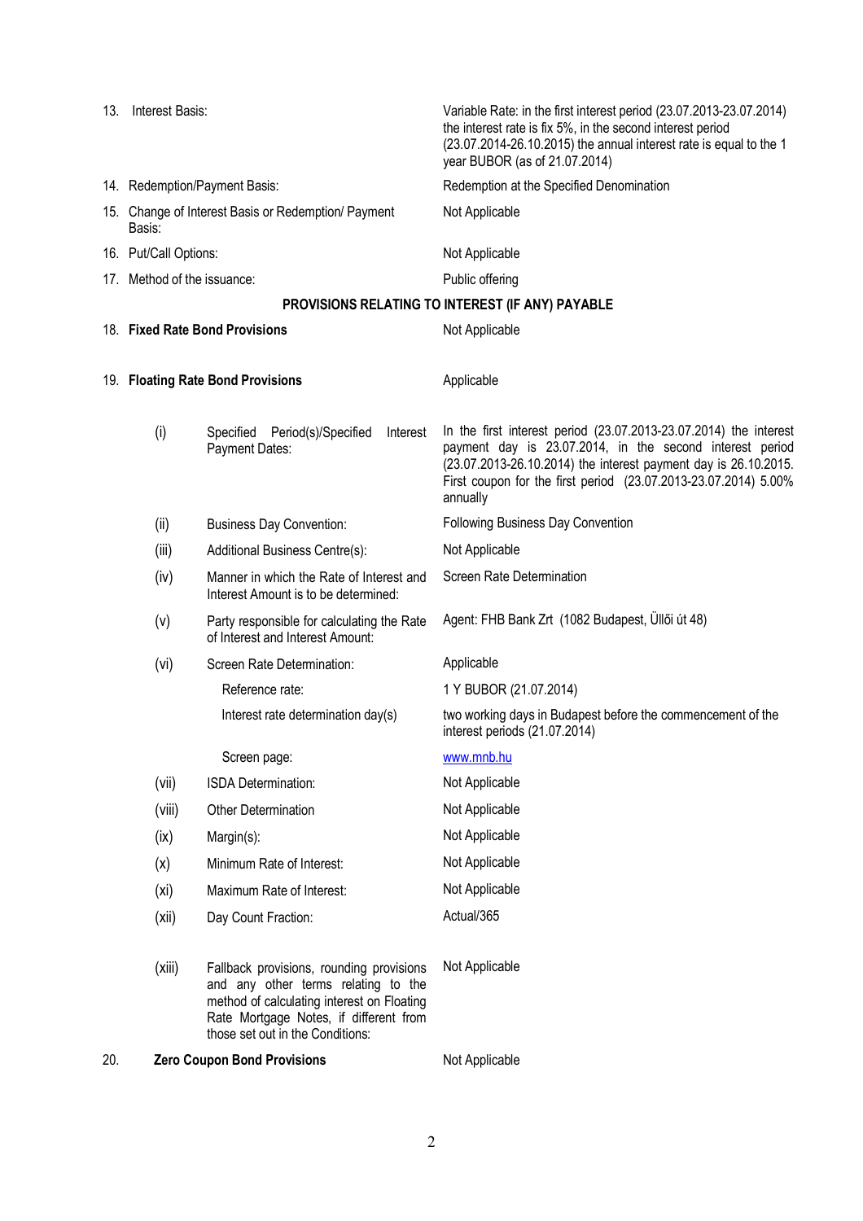| | | |
|---|---|---|
| 13. | Interest Basis: | Variable Rate: in the first interest period (23.07.2013-23.07.2014) the interest rate is fix 5%, in the second interest period (23.07.2014-26.10.2015) the annual interest rate is equal to the 1 year BUBOR (as of 21.07.2014) |
| 14. | Redemption/Payment Basis: | Redemption at the Specified Denomination |
| 15. | Change of Interest Basis or Redemption/ Payment Basis: | Not Applicable |
| 16. | Put/Call Options: | Not Applicable |
| 17. | Method of the issuance: | Public offering |

**PROVISIONS RELATING TO INTEREST (IF ANY) PAYABLE**

| | | | |
|---|---|---|---|
| 18. | **Fixed Rate Bond Provisions** | | Not Applicable |
| 19. | **Floating Rate Bond Provisions** | | Applicable |
| | (i) | Specified Period(s)/Specified Interest Payment Dates: | In the first interest period (23.07.2013-23.07.2014) the interest payment day is 23.07.2014, in the second interest period (23.07.2013-26.10.2014) the interest payment day is 26.10.2015. First coupon for the first period (23.07.2013-23.07.2014) 5.00% annually |
| | (ii) | Business Day Convention: | Following Business Day Convention |
| | (iii) | Additional Business Centre(s): | Not Applicable |
| | (iv) | Manner in which the Rate of Interest and Interest Amount is to be determined: | Screen Rate Determination |
| | (v) | Party responsible for calculating the Rate of Interest and Interest Amount: | Agent: FHB Bank Zrt (1082 Budapest, Üllői út 48) |
| | (vi) | Screen Rate Determination: | Applicable |
| | | Reference rate: | 1 Y BUBOR (21.07.2014) |
| | | Interest rate determination day(s) | two working days in Budapest before the commencement of the interest periods (21.07.2014) |
| | | Screen page: | www.mnb.hu |
| | (vii) | ISDA Determination: | Not Applicable |
| | (viii) | Other Determination | Not Applicable |
| | (ix) | Margin(s): | Not Applicable |
| | (x) | Minimum Rate of Interest: | Not Applicable |
| | (xi) | Maximum Rate of Interest: | Not Applicable |
| | (xii) | Day Count Fraction: | Actual/365 |
| | (xiii) | Fallback provisions, rounding provisions and any other terms relating to the method of calculating interest on Floating Rate Mortgage Notes, if different from those set out in the Conditions: | Not Applicable |
| 20. | **Zero Coupon Bond Provisions** | | Not Applicable |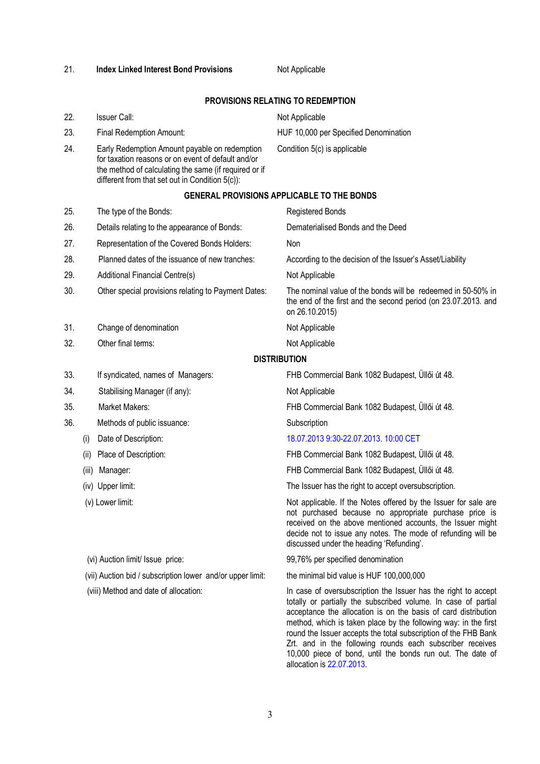| | | |
|---|---|---|
| 21. | **Index Linked Interest Bond Provisions** | Not Applicable |

**PROVISIONS RELATING TO REDEMPTION**

| | | |
|---|---|---|
| 22. | Issuer Call: | Not Applicable |
| 23. | Final Redemption Amount: | HUF 10,000 per Specified Denomination |
| 24. | Early Redemption Amount payable on redemption for taxation reasons or on event of default and/or the method of calculating the same (if required or if different from that set out in Condition 5(c)): | Condition 5(c) is applicable |

**GENERAL PROVISIONS APPLICABLE TO THE BONDS**

| | | |
|---|---|---|
| 25. | The type of the Bonds: | Registered Bonds |
| 26. | Details relating to the appearance of Bonds: | Dematerialised Bonds and the Deed |
| 27. | Representation of the Covered Bonds Holders: | Non |
| 28. | Planned dates of the issuance of new tranches: | According to the decision of the Issuer's Asset/Liability |
| 29. | Additional Financial Centre(s) | Not Applicable |
| 30. | Other special provisions relating to Payment Dates: | The nominal value of the bonds will be redeemed in 50-50% in the end of the first and the second period (on 23.07.2013. and on 26.10.2015) |
| 31. | Change of denomination | Not Applicable |
| 32. | Other final terms: | Not Applicable |

**DISTRIBUTION**

| | | |
|---|---|---|
| 33. | If syndicated, names of Managers: | FHB Commercial Bank 1082 Budapest, Üllői út 48. |
| 34. | Stabilising Manager (if any): | Not Applicable |
| 35. | Market Makers: | FHB Commercial Bank 1082 Budapest, Üllői út 48. |
| 36. | Methods of public issuance: | Subscription |
| | (i) Date of Description: | 18.07.2013 9:30-22.07.2013. 10:00 CET |
| | (ii) Place of Description: | FHB Commercial Bank 1082 Budapest, Üllői út 48. |
| | (iii) Manager: | FHB Commercial Bank 1082 Budapest, Üllői út 48. |
| | (iv) Upper limit: | The Issuer has the right to accept oversubscription. |
| | (v) Lower limit: | Not applicable. If the Notes offered by the Issuer for sale are not purchased because no appropriate purchase price is received on the above mentioned accounts, the Issuer might decide not to issue any notes. The mode of refunding will be discussed under the heading 'Refunding'. |
| | (vi) Auction limit/ Issue price: | 99,76% per specified denomination |
| | (vii) Auction bid / subscription lower and/or upper limit: | the minimal bid value is HUF 100,000,000 |
| | (viii) Method and date of allocation: | In case of oversubscription the Issuer has the right to accept totally or partially the subscribed volume. In case of partial acceptance the allocation is on the basis of card distribution method, which is taken place by the following way: in the first round the Issuer accepts the total subscription of the FHB Bank Zrt. and in the following rounds each subscriber receives 10,000 piece of bond, until the bonds run out. The date of allocation is 22.07.2013. |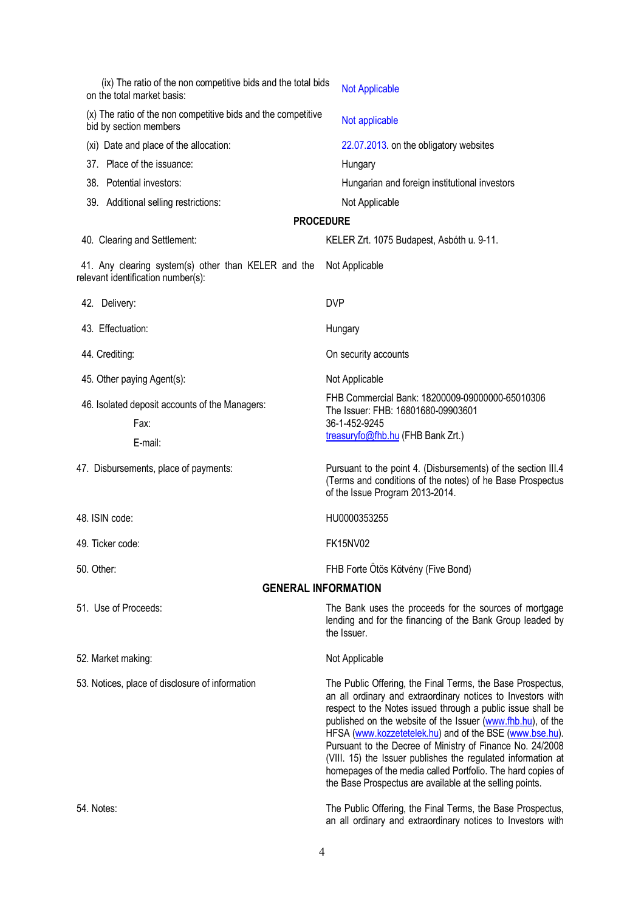| | |
|---|---|
| (ix) The ratio of the non competitive bids and the total bids on the total market basis: | Not Applicable |
| (x) The ratio of the non competitive bids and the competitive bid by section members | Not applicable |
| (xi) Date and place of the allocation: | 22.07.2013. on the obligatory websites |
| 37. Place of the issuance: | Hungary |
| 38. Potential investors: | Hungarian and foreign institutional investors |
| 39. Additional selling restrictions: | Not Applicable |

## PROCEDURE

| | |
|---|---|
| 40. Clearing and Settlement: | KELER Zrt. 1075 Budapest, Asbóth u. 9-11. |
| 41. Any clearing system(s) other than KELER and the relevant identification number(s): | Not Applicable |
| 42. Delivery: | DVP |
| 43. Effectuation: | Hungary |
| 44. Crediting: | On security accounts |
| 45. Other paying Agent(s): | Not Applicable |
| 46. Isolated deposit accounts of the Managers: | FHB Commercial Bank: 18200009-09000000-65010306<br>The Issuer: FHB: 16801680-09903601 |
| Fax: | 36-1-452-9245 |
| E-mail: | treasuryfo@fhb.hu (FHB Bank Zrt.) |
| 47. Disbursements, place of payments: | Pursuant to the point 4. (Disbursements) of the section III.4 (Terms and conditions of the notes) of he Base Prospectus of the Issue Program 2013-2014. |
| 48. ISIN code: | HU0000353255 |
| 49. Ticker code: | FK15NV02 |
| 50. Other: | FHB Forte Ötös Kötvény (Five Bond) |

## GENERAL INFORMATION

| | |
|---|---|
| 51. Use of Proceeds: | The Bank uses the proceeds for the sources of mortgage lending and for the financing of the Bank Group leaded by the Issuer. |
| 52. Market making: | Not Applicable |
| 53. Notices, place of disclosure of information | The Public Offering, the Final Terms, the Base Prospectus, an all ordinary and extraordinary notices to Investors with respect to the Notes issued through a public issue shall be published on the website of the Issuer (www.fhb.hu), of the HFSA (www.kozzetetelek.hu) and of the BSE (www.bse.hu). Pursuant to the Decree of Ministry of Finance No. 24/2008 (VIII. 15) the Issuer publishes the regulated information at homepages of the media called Portfolio. The hard copies of the Base Prospectus are available at the selling points. |
| 54. Notes: | The Public Offering, the Final Terms, the Base Prospectus, an all ordinary and extraordinary notices to Investors with |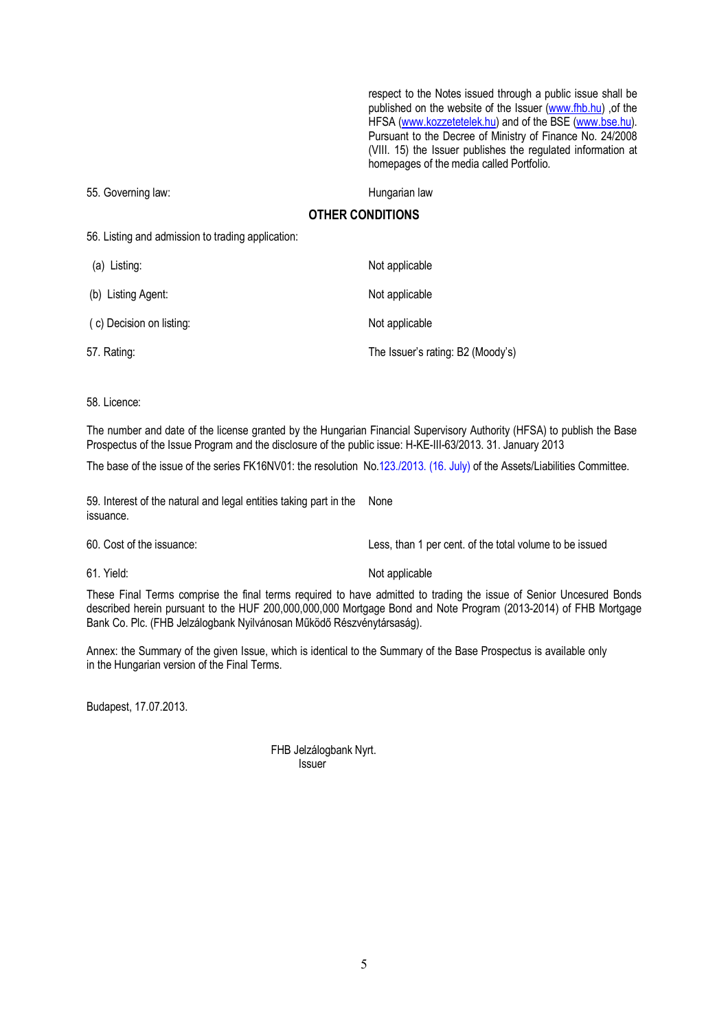| | |
|---|---|
| | respect to the Notes issued through a public issue shall be published on the website of the Issuer (www.fhb.hu) ,of the HFSA (www.kozzetetelek.hu) and of the BSE (www.bse.hu). Pursuant to the Decree of Ministry of Finance No. 24/2008 (VIII. 15) the Issuer publishes the regulated information at homepages of the media called Portfolio. |
| 55. Governing law: | Hungarian law |

## OTHER CONDITIONS

| | |
|---|---|
| 56. Listing and admission to trading application: | |
| (a) Listing: | Not applicable |
| (b) Listing Agent: | Not applicable |
| ( c) Decision on listing: | Not applicable |
| 57. Rating: | The Issuer's rating: B2 (Moody's) |

58. Licence:

The number and date of the license granted by the Hungarian Financial Supervisory Authority (HFSA) to publish the Base Prospectus of the Issue Program and the disclosure of the public issue: H-KE-III-63/2013. 31. January 2013

The base of the issue of the series FK16NV01: the resolution No.123./2013. (16. July) of the Assets/Liabilities Committee.

| | |
|---|---|
| 59. Interest of the natural and legal entities taking part in the issuance. | None |
| 60. Cost of the issuance: | Less, than 1 per cent. of the total volume to be issued |
| 61. Yield: | Not applicable |

These Final Terms comprise the final terms required to have admitted to trading the issue of Senior Uncesured Bonds described herein pursuant to the HUF 200,000,000,000 Mortgage Bond and Note Program (2013-2014) of FHB Mortgage Bank Co. Plc. (FHB Jelzálogbank Nyilvánosan Működő Részvénytársaság).

Annex: the Summary of the given Issue, which is identical to the Summary of the Base Prospectus is available only in the Hungarian version of the Final Terms.

Budapest, 17.07.2013.

FHB Jelzálogbank Nyrt.
Issuer